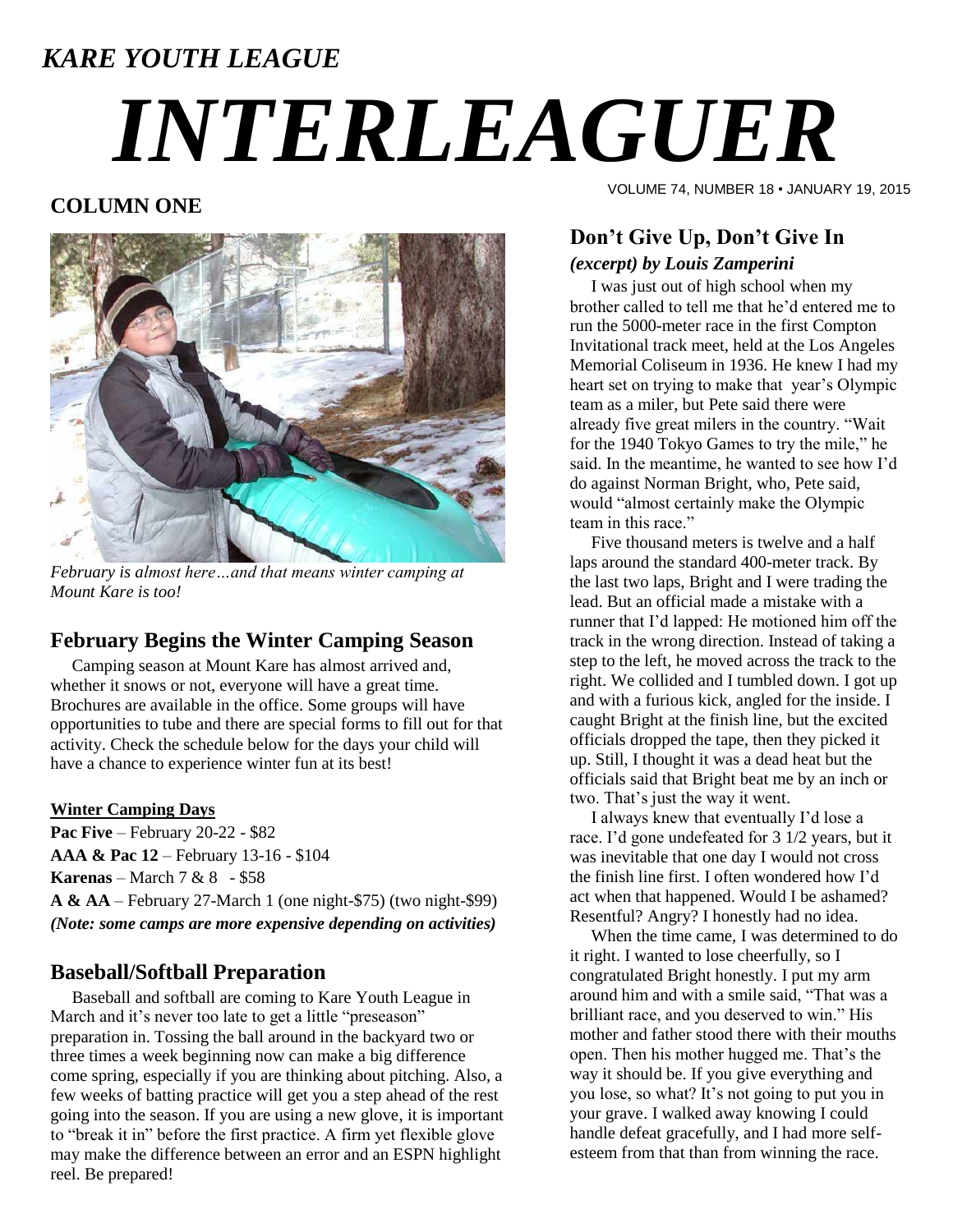*KARE YOUTH LEAGUE*

# *INTERLEAGUER*

VOLUME 74, NUMBER 18 • JANUARY 19, 2015

## COLUMN ONE

*February is almost here…and that means winter camping at Mount Kare is too!*

### February Begins the Winter Camping Season

Camping season at Mount Kare has almost arrived and, whether it snows or not, everyone will have a great time. Brochures are available in the office. Some groups will have opportunities to tube and there are special forms to fill out for that activity. Check the schedule below for the days your child will have a chance to experience winter fun at its best!

**Winter Camping Days**

**Pac Five** – February 20-22 - $82
**AAA & Pac 12** – February 13-16 - $104
**Karenas** – March 7 & 8 - $58
**A & AA** – February 27-March 1 (one night-$75) (two night-$99)
***(Note: some camps are more expensive depending on activities)***

### Baseball/Softball Preparation

Baseball and softball are coming to Kare Youth League in March and it's never too late to get a little "preseason" preparation in. Tossing the ball around in the backyard two or three times a week beginning now can make a big difference come spring, especially if you are thinking about pitching. Also, a few weeks of batting practice will get you a step ahead of the rest going into the season. If you are using a new glove, it is important to "break it in" before the first practice. A firm yet flexible glove may make the difference between an error and an ESPN highlight reel. Be prepared!

### Don't Give Up, Don't Give In
***(excerpt) by Louis Zamperini***

I was just out of high school when my brother called to tell me that he'd entered me to run the 5000-meter race in the first Compton Invitational track meet, held at the Los Angeles Memorial Coliseum in 1936. He knew I had my heart set on trying to make that year's Olympic team as a miler, but Pete said there were already five great milers in the country. "Wait for the 1940 Tokyo Games to try the mile," he said. In the meantime, he wanted to see how I'd do against Norman Bright, who, Pete said, would "almost certainly make the Olympic team in this race."

Five thousand meters is twelve and a half laps around the standard 400-meter track. By the last two laps, Bright and I were trading the lead. But an official made a mistake with a runner that I'd lapped: He motioned him off the track in the wrong direction. Instead of taking a step to the left, he moved across the track to the right. We collided and I tumbled down. I got up and with a furious kick, angled for the inside. I caught Bright at the finish line, but the excited officials dropped the tape, then they picked it up. Still, I thought it was a dead heat but the officials said that Bright beat me by an inch or two. That's just the way it went.

I always knew that eventually I'd lose a race. I'd gone undefeated for 3 1/2 years, but it was inevitable that one day I would not cross the finish line first. I often wondered how I'd act when that happened. Would I be ashamed? Resentful? Angry? I honestly had no idea.

When the time came, I was determined to do it right. I wanted to lose cheerfully, so I congratulated Bright honestly. I put my arm around him and with a smile said, "That was a brilliant race, and you deserved to win." His mother and father stood there with their mouths open. Then his mother hugged me. That's the way it should be. If you give everything and you lose, so what? It's not going to put you in your grave. I walked away knowing I could handle defeat gracefully, and I had more self-esteem from that than from winning the race.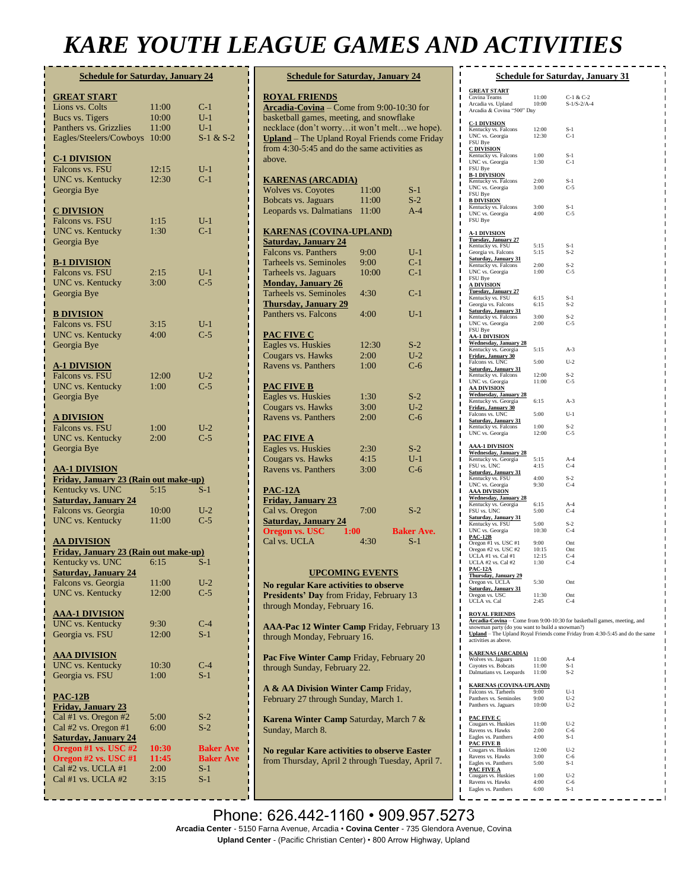# KARE YOUTH LEAGUE GAMES AND ACTIVITIES

## Schedule for Saturday, January 24

**GREAT START**

| | | |
|---|---|---|
| Lions vs. Colts | 11:00 | C-1 |
| Bucs vs. Tigers | 10:00 | U-1 |
| Panthers vs. Grizzlies | 11:00 | U-1 |
| Eagles/Steelers/Cowboys | 10:00 | S-1 & S-2 |

**C-1 DIVISION**

| | | |
|---|---|---|
| Falcons vs. FSU | 12:15 | U-1 |
| UNC vs. Kentucky | 12:30 | C-1 |
| Georgia Bye | | |

**C DIVISION**

| | | |
|---|---|---|
| Falcons vs. FSU | 1:15 | U-1 |
| UNC vs. Kentucky | 1:30 | C-1 |
| Georgia Bye | | |

**B-1 DIVISION**

| | | |
|---|---|---|
| Falcons vs. FSU | 2:15 | U-1 |
| UNC vs. Kentucky | 3:00 | C-5 |
| Georgia Bye | | |

**B DIVISION**

| | | |
|---|---|---|
| Falcons vs. FSU | 3:15 | U-1 |
| UNC vs. Kentucky | 4:00 | C-5 |
| Georgia Bye | | |

**A-1 DIVISION**

| | | |
|---|---|---|
| Falcons vs. FSU | 12:00 | U-2 |
| UNC vs. Kentucky | 1:00 | C-5 |
| Georgia Bye | | |

**A DIVISION**

| | | |
|---|---|---|
| Falcons vs. FSU | 1:00 | U-2 |
| UNC vs. Kentucky | 2:00 | C-5 |
| Georgia Bye | | |

**AA-1 DIVISION**

| | | |
|---|---|---|
| **Friday, January 23 (Rain out make-up)** | | |
| Kentucky vs. UNC | 5:15 | S-1 |
| **Saturday, January 24** | | |
| Falcons vs. Georgia | 10:00 | U-2 |
| UNC vs. Kentucky | 11:00 | C-5 |

**AA DIVISION**

| | | |
|---|---|---|
| **Friday, January 23 (Rain out make-up)** | | |
| Kentucky vs. UNC | 6:15 | S-1 |
| **Saturday, January 24** | | |
| Falcons vs. Georgia | 11:00 | U-2 |
| UNC vs. Kentucky | 12:00 | C-5 |

**AAA-1 DIVISION**

| | | |
|---|---|---|
| UNC vs. Kentucky | 9:30 | C-4 |
| Georgia vs. FSU | 12:00 | S-1 |

**AAA DIVISION**

| | | |
|---|---|---|
| UNC vs. Kentucky | 10:30 | C-4 |
| Georgia vs. FSU | 1:00 | S-1 |

**PAC-12B**

| | | |
|---|---|---|
| **Friday, January 23** | | |
| Cal #1 vs. Oregon #2 | 5:00 | S-2 |
| Cal #2 vs. Oregon #1 | 6:00 | S-2 |
| **Saturday, January 24** | | |
| **Oregon #1 vs. USC #2** | **10:30** | **Baker Ave** |
| **Oregon #2 vs. USC #1** | **11:45** | **Baker Ave** |
| Cal #2 vs. UCLA #1 | 2:00 | S-1 |
| Cal #1 vs. UCLA #2 | 3:15 | S-1 |

## Schedule for Saturday, January 24

**ROYAL FRIENDS**

**Arcadia-Covina** – Come from 9:00-10:30 for basketball games, meeting, and snowflake necklace (don't worry…it won't melt…we hope). **Upland** – The Upland Royal Friends come Friday from 4:30-5:45 and do the same activities as above.

**KARENAS (ARCADIA)**

| | | |
|---|---|---|
| Wolves vs. Coyotes | 11:00 | S-1 |
| Bobcats vs. Jaguars | 11:00 | S-2 |
| Leopards vs. Dalmatians | 11:00 | A-4 |

**KARENAS (COVINA-UPLAND)**

| | | |
|---|---|---|
| **Saturday, January 24** | | |
| Falcons vs. Panthers | 9:00 | U-1 |
| Tarheels vs. Seminoles | 9:00 | C-1 |
| Tarheels vs. Jaguars | 10:00 | C-1 |
| **Monday, January 26** | | |
| Tarheels vs. Seminoles | 4:30 | C-1 |
| **Thursday, January 29** | | |
| Panthers vs. Falcons | 4:00 | U-1 |

**PAC FIVE C**

| | | |
|---|---|---|
| Eagles vs. Huskies | 12:30 | S-2 |
| Cougars vs. Hawks | 2:00 | U-2 |
| Ravens vs. Panthers | 1:00 | C-6 |

**PAC FIVE B**

| | | |
|---|---|---|
| Eagles vs. Huskies | 1:30 | S-2 |
| Cougars vs. Hawks | 3:00 | U-2 |
| Ravens vs. Panthers | 2:00 | C-6 |

**PAC FIVE A**

| | | |
|---|---|---|
| Eagles vs. Huskies | 2:30 | S-2 |
| Cougars vs. Hawks | 4:15 | U-1 |
| Ravens vs. Panthers | 3:00 | C-6 |

**PAC-12A**

| | | |
|---|---|---|
| **Friday, January 23** | | |
| Cal vs. Oregon | 7:00 | S-2 |
| **Saturday, January 24** | | |
| **Oregon vs. USC** | **1:00** | **Baker Ave.** |
| Cal vs. UCLA | 4:30 | S-1 |

### UPCOMING EVENTS

**No regular Kare activities to observe Presidents' Day** from Friday, February 13 through Monday, February 16.

**AAA-Pac 12 Winter Camp** Friday, February 13 through Monday, February 16.

**Pac Five Winter Camp** Friday, February 20 through Sunday, February 22.

**A & AA Division Winter Camp** Friday, February 27 through Sunday, March 1.

**Karena Winter Camp** Saturday, March 7 & Sunday, March 8.

**No regular Kare activities to observe Easter** from Thursday, April 2 through Tuesday, April 7.

## Schedule for Saturday, January 31

**GREAT START**

| | | |
|---|---|---|
| Covina Teams | 11:00 | C-1 & C-2 |
| Arcadia vs. Upland | 10:00 | S-1/S-2/A-4 |
| Arcadia & Covina "500" Day | | |

**C-1 DIVISION**

| | | |
|---|---|---|
| Kentucky vs. Falcons | 12:00 | S-1 |
| UNC vs. Georgia | 12:30 | C-1 |
| FSU Bye | | |

**C DIVISION**

| | | |
|---|---|---|
| Kentucky vs. Falcons | 1:00 | S-1 |
| UNC vs. Georgia | 1:30 | C-1 |
| FSU Bye | | |

**B-1 DIVISION**

| | | |
|---|---|---|
| Kentucky vs. Falcons | 2:00 | S-1 |
| UNC vs. Georgia | 3:00 | C-5 |
| FSU Bye | | |

**B DIVISION**

| | | |
|---|---|---|
| Kentucky vs. Falcons | 3:00 | S-1 |
| UNC vs. Georgia | 4:00 | C-5 |
| FSU Bye | | |

**A-1 DIVISION**

| | | |
|---|---|---|
| **Tuesday, January 27** | | |
| Kentucky vs. FSU | 5:15 | S-1 |
| Georgia vs. Falcons | 5:15 | S-2 |
| **Saturday, January 31** | | |
| Kentucky vs. Falcons | 2:00 | S-2 |
| UNC vs. Georgia | 1:00 | C-5 |
| FSU Bye | | |

**A DIVISION**

| | | |
|---|---|---|
| **Tuesday, January 27** | | |
| Kentucky vs. FSU | 6:15 | S-1 |
| Georgia vs. Falcons | 6:15 | S-2 |
| **Saturday, January 31** | | |
| Kentucky vs. Falcons | 3:00 | S-2 |
| UNC vs. Georgia | 2:00 | C-5 |
| FSU Bye | | |

**AA-1 DIVISION**

| | | |
|---|---|---|
| **Wednesday, January 28** | | |
| Kentucky vs. Georgia | 5:15 | A-3 |
| **Friday, January 30** | | |
| Falcons vs. UNC | 5:00 | U-2 |
| **Saturday, January 31** | | |
| Kentucky vs. Falcons | 12:00 | S-2 |
| UNC vs. Georgia | 11:00 | C-5 |

**AA DIVISION**

| | | |
|---|---|---|
| **Wednesday, January 28** | | |
| Kentucky vs. Georgia | 6:15 | A-3 |
| **Friday, January 30** | | |
| Falcons vs. UNC | 5:00 | U-1 |
| **Saturday, January 31** | | |
| Kentucky vs. Falcons | 1:00 | S-2 |
| UNC vs. Georgia | 12:00 | C-5 |

**AAA-1 DIVISION**

| | | |
|---|---|---|
| **Wednesday, January 28** | | |
| Kentucky vs. Georgia | 5:15 | A-4 |
| FSU vs. UNC | 4:15 | C-4 |
| **Saturday, January 31** | | |
| Kentucky vs. FSU | 4:00 | S-2 |
| UNC vs. Georgia | 9:30 | C-4 |

**AAA DIVISION**

| | | |
|---|---|---|
| **Wednesday, January 28** | | |
| Kentucky vs. Georgia | 6:15 | A-4 |
| FSU vs. UNC | 5:00 | C-4 |
| **Saturday, January 31** | | |
| Kentucky vs. FSU | 5:00 | S-2 |
| UNC vs. Georgia | 10:30 | C-4 |

**PAC-12B**

| | | |
|---|---|---|
| Oregon #1 vs. USC #1 | 9:00 | Ont |
| Oregon #2 vs. USC #2 | 10:15 | Ont |
| UCLA #1 vs. Cal #1 | 12:15 | C-4 |
| UCLA #2 vs. Cal #2 | 1:30 | C-4 |

**PAC-12A**

| | | |
|---|---|---|
| **Thursday, January 29** | | |
| Oregon vs. UCLA | 5:30 | Ont |
| **Saturday, January 31** | | |
| Oregon vs. USC | 11:30 | Ont |
| UCLA vs. Cal | 2:45 | C-4 |

**ROYAL FRIENDS**

**Arcadia-Covina** – Come from 9:00-10:30 for basketball games, meeting, and snowman party (do you want to build a snowman?) **Upland** – The Upland Royal Friends come Friday from 4:30-5:45 and do the same activities as above.

**KARENAS (ARCADIA)**

| | | |
|---|---|---|
| Wolves vs. Jaguars | 11:00 | A-4 |
| Coyotes vs. Bobcats | 11:00 | S-1 |
| Dalmatians vs. Leopards | 11:00 | S-2 |

**KARENAS (COVINA-UPLAND)**

| | | |
|---|---|---|
| Falcons vs. Tarheels | 9:00 | U-1 |
| Panthers vs. Seminoles | 9:00 | U-2 |
| Panthers vs. Jaguars | 10:00 | U-2 |

**PAC FIVE C**

| | | |
|---|---|---|
| Cougars vs. Huskies | 11:00 | U-2 |
| Ravens vs. Hawks | 2:00 | C-6 |
| Eagles vs. Panthers | 4:00 | S-1 |

**PAC FIVE B**

| | | |
|---|---|---|
| Cougars vs. Huskies | 12:00 | U-2 |
| Ravens vs. Hawks | 3:00 | C-6 |
| Eagles vs. Panthers | 5:00 | S-1 |

**PAC FIVE A**

| | | |
|---|---|---|
| Cougars vs. Huskies | 1:00 | U-2 |
| Ravens vs. Hawks | 4:00 | C-6 |
| Eagles vs. Panthers | 6:00 | S-1 |

Phone: 626.442-1160 • 909.957.5273

**Arcadia Center** - 5150 Farna Avenue, Arcadia • **Covina Center** - 735 Glendora Avenue, Covina

**Upland Center** - (Pacific Christian Center) • 800 Arrow Highway, Upland